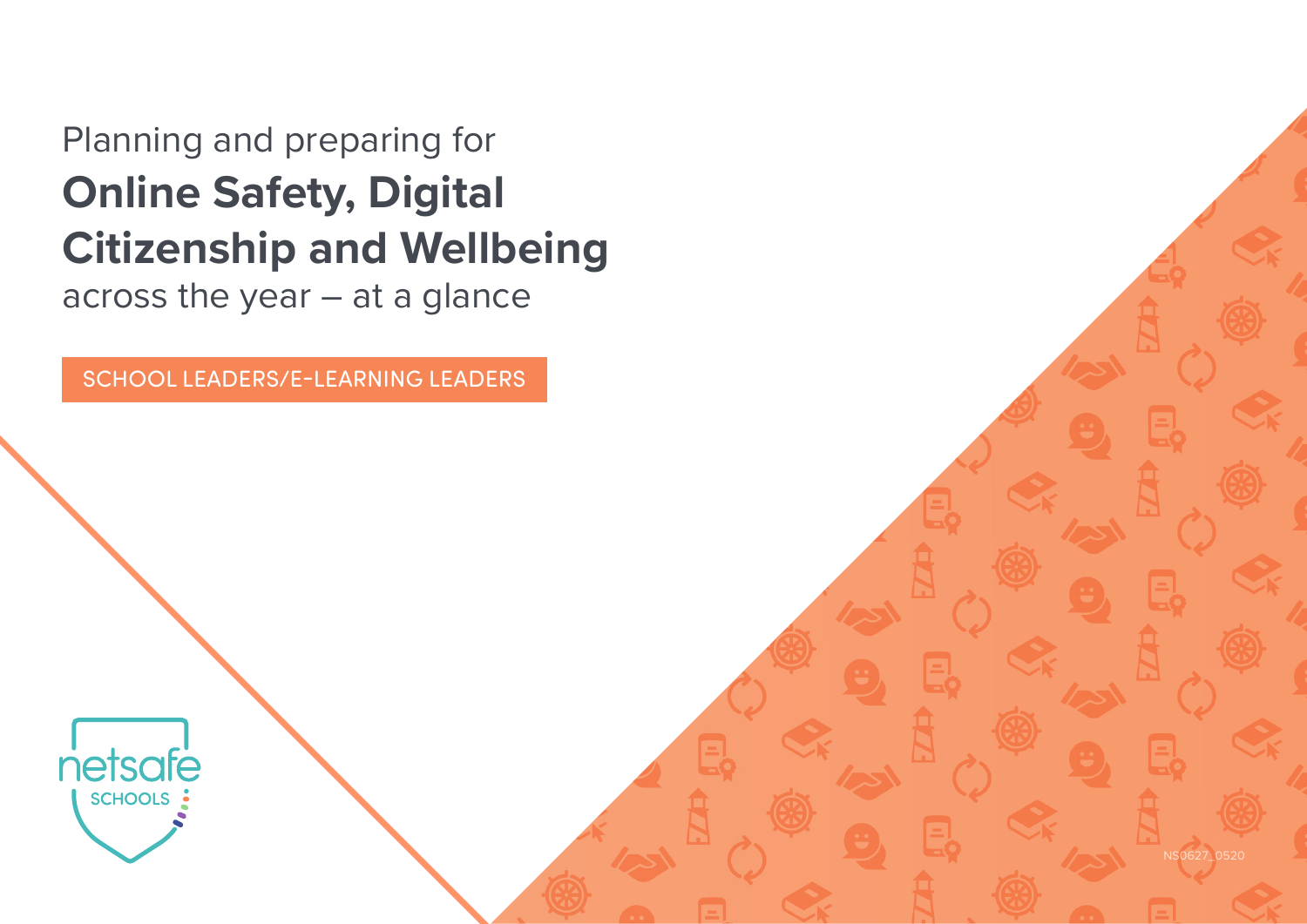# Planning and preparing for **Online Safety, Digital Citizenship and Wellbeing** across the year – at a glance

SCHOOL LEADERS/E-LEARNING LEADERS

netsafe SCHOOLS

NS0627_0520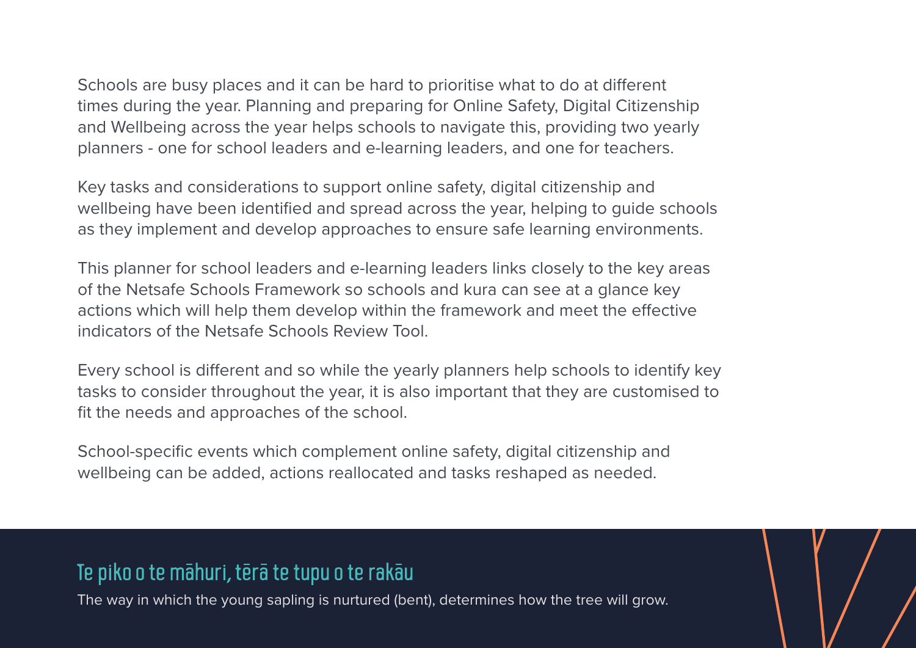Schools are busy places and it can be hard to prioritise what to do at different times during the year. Planning and preparing for Online Safety, Digital Citizenship and Wellbeing across the year helps schools to navigate this, providing two yearly planners - one for school leaders and e-learning leaders, and one for teachers.

Key tasks and considerations to support online safety, digital citizenship and wellbeing have been identified and spread across the year, helping to guide schools as they implement and develop approaches to ensure safe learning environments.

This planner for school leaders and e-learning leaders links closely to the key areas of the Netsafe Schools Framework so schools and kura can see at a glance key actions which will help them develop within the framework and meet the effective indicators of the Netsafe Schools Review Tool.

Every school is different and so while the yearly planners help schools to identify key tasks to consider throughout the year, it is also important that they are customised to fit the needs and approaches of the school.

School-specific events which complement online safety, digital citizenship and wellbeing can be added, actions reallocated and tasks reshaped as needed.

## Te piko o te māhuri, tērā te tupu o te rakāu

The way in which the young sapling is nurtured (bent), determines how the tree will grow.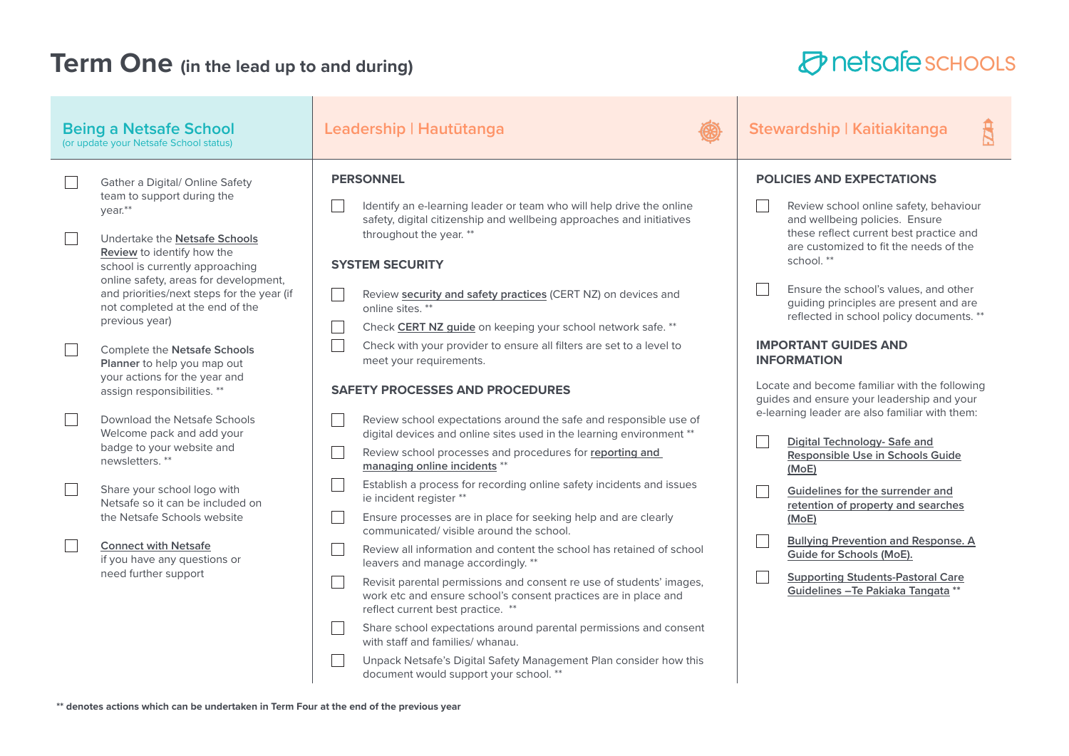# Term One (in the lead up to and during)

## Being a Netsafe School
(or update your Netsafe School status)

- [ ] Gather a Digital/ Online Safety team to support during the year.**
- [ ] Undertake the Netsafe Schools Review to identify how the school is currently approaching online safety, areas for development, and priorities/next steps for the year (if not completed at the end of the previous year)
- [ ] Complete the **Netsafe Schools Planner** to help you map out your actions for the year and assign responsibilities. **
- [ ] Download the Netsafe Schools Welcome pack and add your badge to your website and newsletters. **
- [ ] Share your school logo with Netsafe so it can be included on the Netsafe Schools website
- [ ] Connect with Netsafe if you have any questions or need further support

## Leadership | Hautūtanga

### PERSONNEL

- [ ] Identify an e-learning leader or team who will help drive the online safety, digital citizenship and wellbeing approaches and initiatives throughout the year. **

### SYSTEM SECURITY

- [ ] Review security and safety practices (CERT NZ) on devices and online sites. **
- [ ] Check CERT NZ guide on keeping your school network safe. **
- [ ] Check with your provider to ensure all filters are set to a level to meet your requirements.

### SAFETY PROCESSES AND PROCEDURES

- [ ] Review school expectations around the safe and responsible use of digital devices and online sites used in the learning environment **
- [ ] Review school processes and procedures for reporting and managing online incidents **
- [ ] Establish a process for recording online safety incidents and issues ie incident register **
- [ ] Ensure processes are in place for seeking help and are clearly communicated/ visible around the school.
- [ ] Review all information and content the school has retained of school leavers and manage accordingly. **
- [ ] Revisit parental permissions and consent re use of students' images, work etc and ensure school's consent practices are in place and reflect current best practice. **
- [ ] Share school expectations around parental permissions and consent with staff and families/ whanau.
- [ ] Unpack Netsafe's Digital Safety Management Plan consider how this document would support your school. **

## Stewardship | Kaitiakitanga

### POLICIES AND EXPECTATIONS

- [ ] Review school online safety, behaviour and wellbeing policies. Ensure these reflect current best practice and are customized to fit the needs of the school. **
- [ ] Ensure the school's values, and other guiding principles are present and are reflected in school policy documents. **

### IMPORTANT GUIDES AND INFORMATION

Locate and become familiar with the following guides and ensure your leadership and your e-learning leader are also familiar with them:

- [ ] Digital Technology- Safe and Responsible Use in Schools Guide (MoE)
- [ ] Guidelines for the surrender and retention of property and searches (MoE)
- [ ] Bullying Prevention and Response. A Guide for Schools (MoE).
- [ ] Supporting Students-Pastoral Care Guidelines –Te Pakiaka Tangata **

**** denotes actions which can be undertaken in Term Four at the end of the previous year**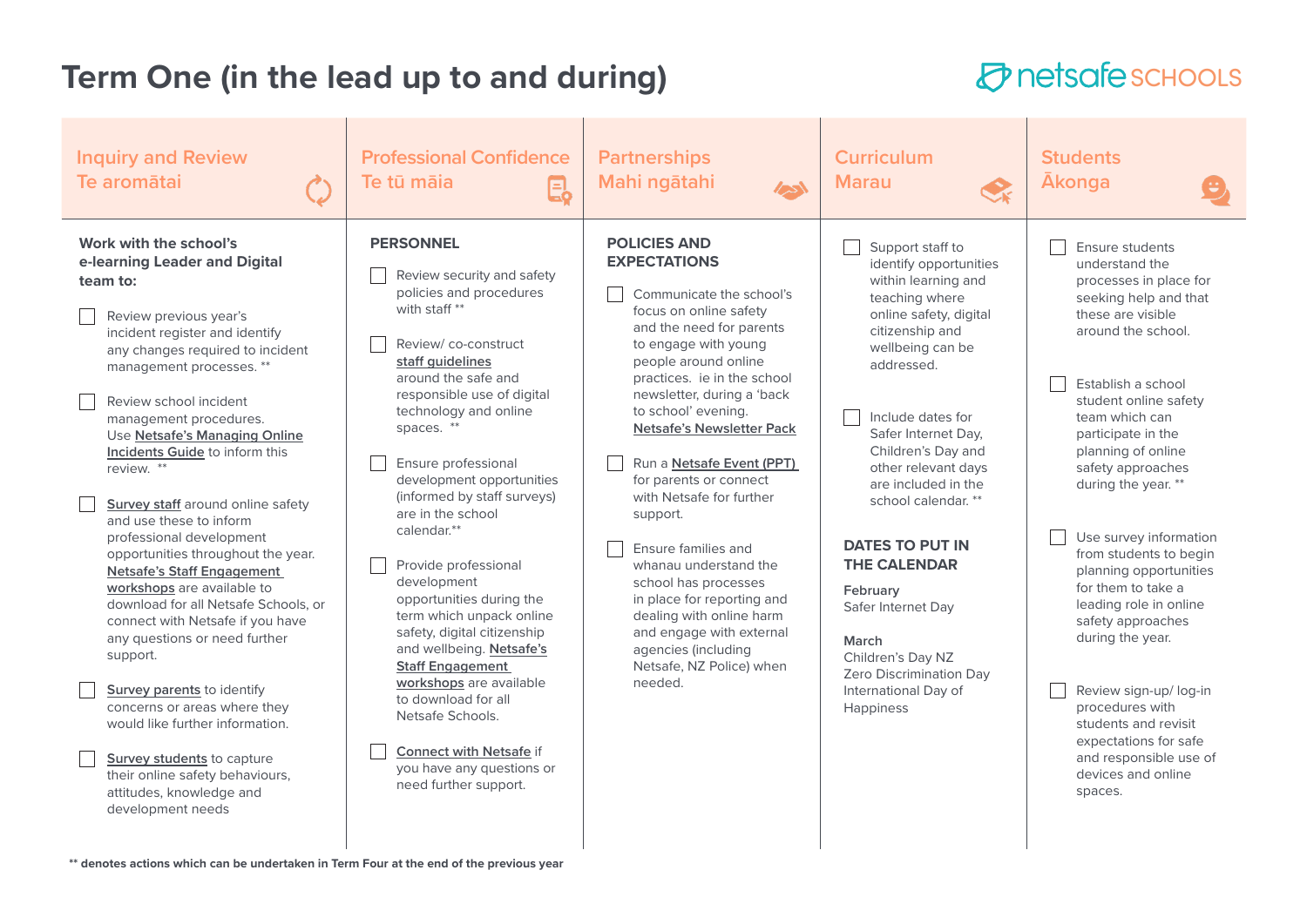# Term One (in the lead up to and during)

netsafe SCHOOLS

## Inquiry and Review
## Te aromātai

**Work with the school's e-learning Leader and Digital team to:**

- ☐ Review previous year's incident register and identify any changes required to incident management processes. **
- ☐ Review school incident management procedures. Use Netsafe's Managing Online Incidents Guide to inform this review. **
- ☐ Survey staff around online safety and use these to inform professional development opportunities throughout the year. Netsafe's Staff Engagement workshops are available to download for all Netsafe Schools, or connect with Netsafe if you have any questions or need further support.
- ☐ Survey parents to identify concerns or areas where they would like further information.
- ☐ Survey students to capture their online safety behaviours, attitudes, knowledge and development needs

## Professional Confidence
## Te tū māia

**PERSONNEL**

- ☐ Review security and safety policies and procedures with staff **
- ☐ Review/ co-construct staff guidelines around the safe and responsible use of digital technology and online spaces. **
- ☐ Ensure professional development opportunities (informed by staff surveys) are in the school calendar.**
- ☐ Provide professional development opportunities during the term which unpack online safety, digital citizenship and wellbeing. Netsafe's Staff Engagement workshops are available to download for all Netsafe Schools.
- ☐ Connect with Netsafe if you have any questions or need further support.

## Partnerships
## Mahi ngātahi

**POLICIES AND EXPECTATIONS**

- ☐ Communicate the school's focus on online safety and the need for parents to engage with young people around online practices. ie in the school newsletter, during a 'back to school' evening. Netsafe's Newsletter Pack
- ☐ Run a Netsafe Event (PPT) for parents or connect with Netsafe for further support.
- ☐ Ensure families and whanau understand the school has processes in place for reporting and dealing with online harm and engage with external agencies (including Netsafe, NZ Police) when needed.

## Curriculum
## Marau

- ☐ Support staff to identify opportunities within learning and teaching where online safety, digital citizenship and wellbeing can be addressed.
- ☐ Include dates for Safer Internet Day, Children's Day and other relevant days are included in the school calendar. **

**DATES TO PUT IN THE CALENDAR**

**February**
Safer Internet Day

**March**
Children's Day NZ
Zero Discrimination Day
International Day of Happiness

## Students
## Ākonga

- ☐ Ensure students understand the processes in place for seeking help and that these are visible around the school.
- ☐ Establish a school student online safety team which can participate in the planning of online safety approaches during the year. **
- ☐ Use survey information from students to begin planning opportunities for them to take a leading role in online safety approaches during the year.
- ☐ Review sign-up/ log-in procedures with students and revisit expectations for safe and responsible use of devices and online spaces.

**** denotes actions which can be undertaken in Term Four at the end of the previous year**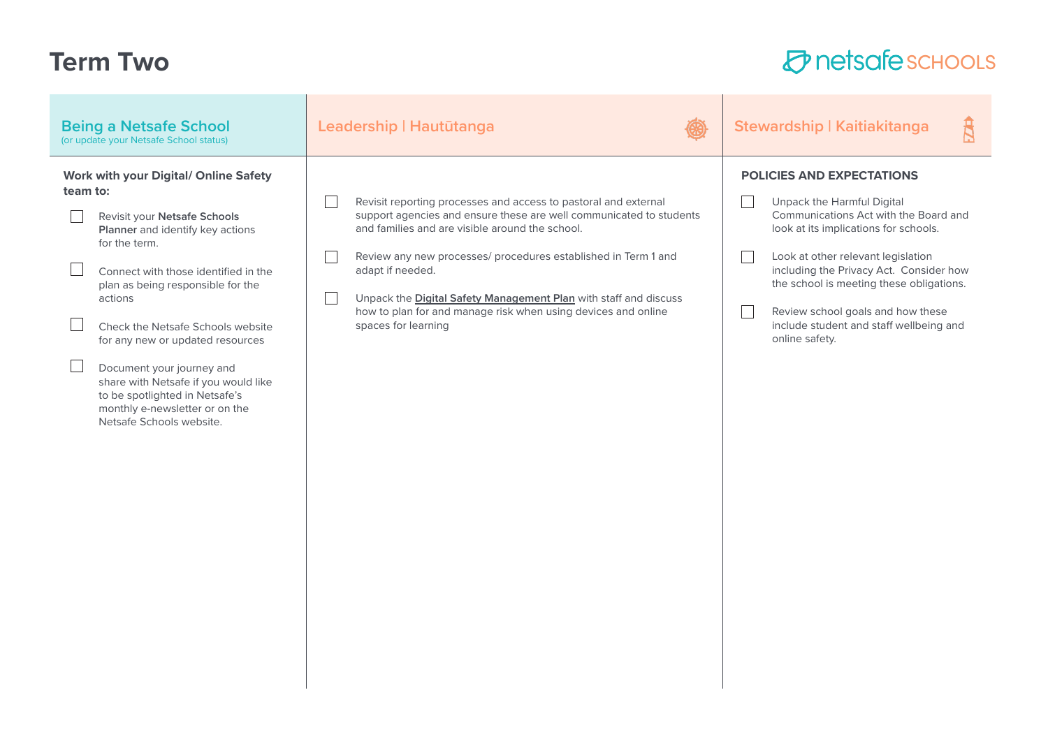# Term Two

netsafe SCHOOLS

## Being a Netsafe School

(or update your Netsafe School status)

**Work with your Digital/ Online Safety team to:**

- [ ] Revisit your **Netsafe Schools Planner** and identify key actions for the term.
- [ ] Connect with those identified in the plan as being responsible for the actions
- [ ] Check the Netsafe Schools website for any new or updated resources
- [ ] Document your journey and share with Netsafe if you would like to be spotlighted in Netsafe's monthly e-newsletter or on the Netsafe Schools website.

## Leadership | Hautūtanga

- [ ] Revisit reporting processes and access to pastoral and external support agencies and ensure these are well communicated to students and families and are visible around the school.
- [ ] Review any new processes/ procedures established in Term 1 and adapt if needed.
- [ ] Unpack the **Digital Safety Management Plan** with staff and discuss how to plan for and manage risk when using devices and online spaces for learning

## Stewardship | Kaitiakitanga

**POLICIES AND EXPECTATIONS**

- [ ] Unpack the Harmful Digital Communications Act with the Board and look at its implications for schools.
- [ ] Look at other relevant legislation including the Privacy Act. Consider how the school is meeting these obligations.
- [ ] Review school goals and how these include student and staff wellbeing and online safety.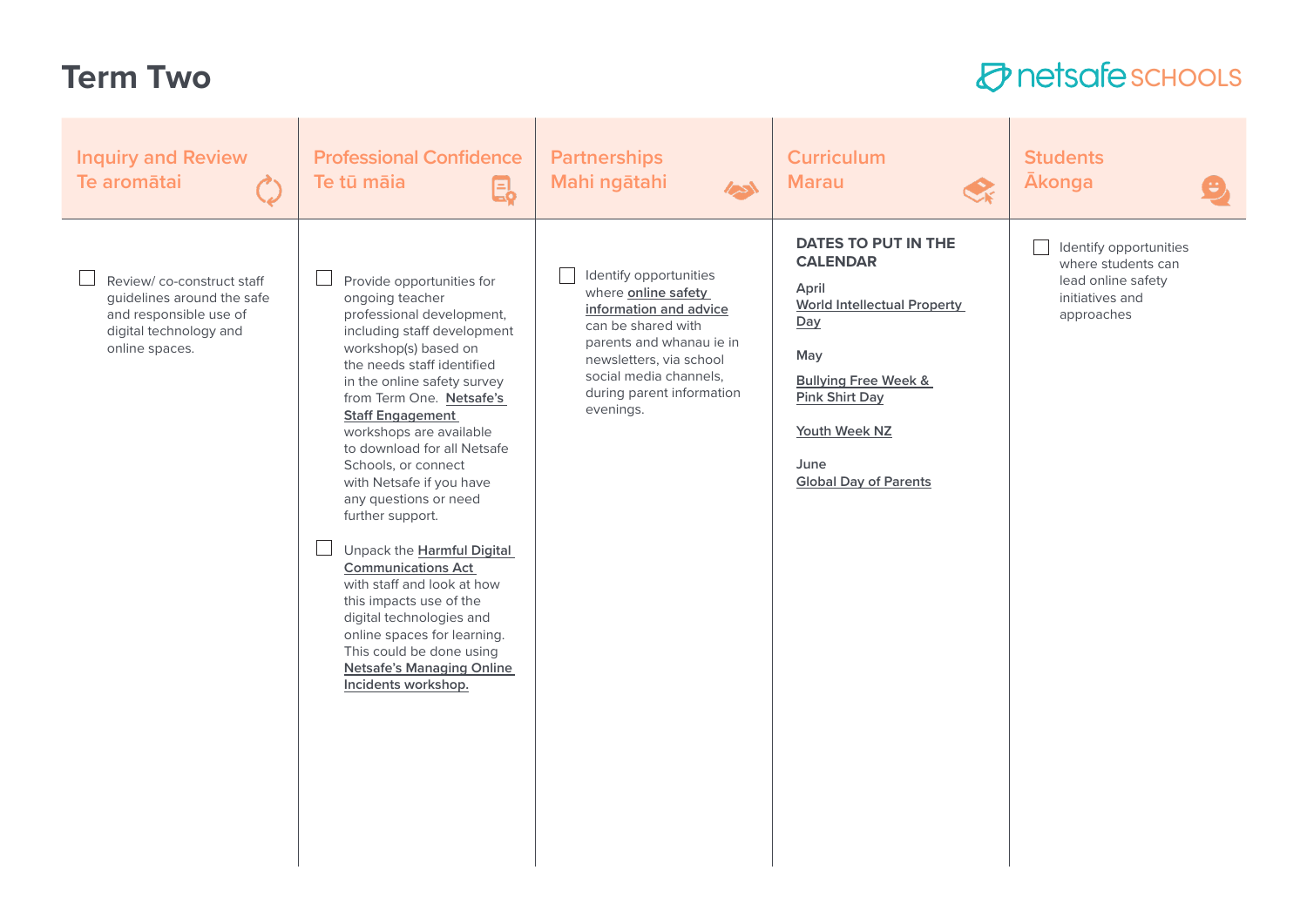# Term Two

netsafe SCHOOLS

| Inquiry and Review<br>Te aromātai | Professional Confidence<br>Te tū māia | Partnerships<br>Mahi ngātahi | Curriculum<br>Marau | Students<br>Ākonga |
|---|---|---|---|---|
| ☐ Review/ co-construct staff guidelines around the safe and responsible use of digital technology and online spaces. | ☐ Provide opportunities for ongoing teacher professional development, including staff development workshop(s) based on the needs staff identified in the online safety survey from Term One. **Netsafe's Staff Engagement** workshops are available to download for all Netsafe Schools, or connect with Netsafe if you have any questions or need further support.<br><br>☐ Unpack the **Harmful Digital Communications Act** with staff and look at how this impacts use of the digital technologies and online spaces for learning. This could be done using **Netsafe's Managing Online Incidents workshop.** | ☐ Identify opportunities where **online safety information and advice** can be shared with parents and whanau ie in newsletters, via school social media channels, during parent information evenings. | **DATES TO PUT IN THE CALENDAR**<br><br>April<br>**World Intellectual Property Day**<br><br>May<br>**Bullying Free Week & Pink Shirt Day**<br><br>**Youth Week NZ**<br><br>June<br>**Global Day of Parents** | ☐ Identify opportunities where students can lead online safety initiatives and approaches |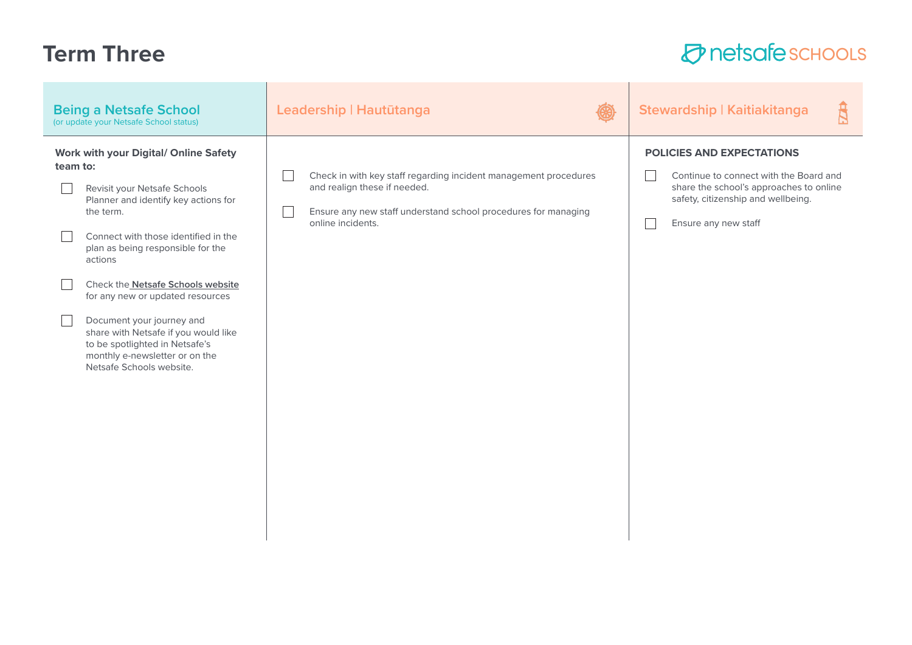# Term Three

## Being a Netsafe School

(or update your Netsafe School status)

**Work with your Digital/ Online Safety team to:**

- [ ] Revisit your Netsafe Schools Planner and identify key actions for the term.
- [ ] Connect with those identified in the plan as being responsible for the actions
- [ ] Check the **Netsafe Schools website** for any new or updated resources
- [ ] Document your journey and share with Netsafe if you would like to be spotlighted in Netsafe's monthly e-newsletter or on the Netsafe Schools website.

## Leadership | Hautūtanga

- [ ] Check in with key staff regarding incident management procedures and realign these if needed.
- [ ] Ensure any new staff understand school procedures for managing online incidents.

## Stewardship | Kaitiakitanga

**POLICIES AND EXPECTATIONS**

- [ ] Continue to connect with the Board and share the school's approaches to online safety, citizenship and wellbeing.
- [ ] Ensure any new staff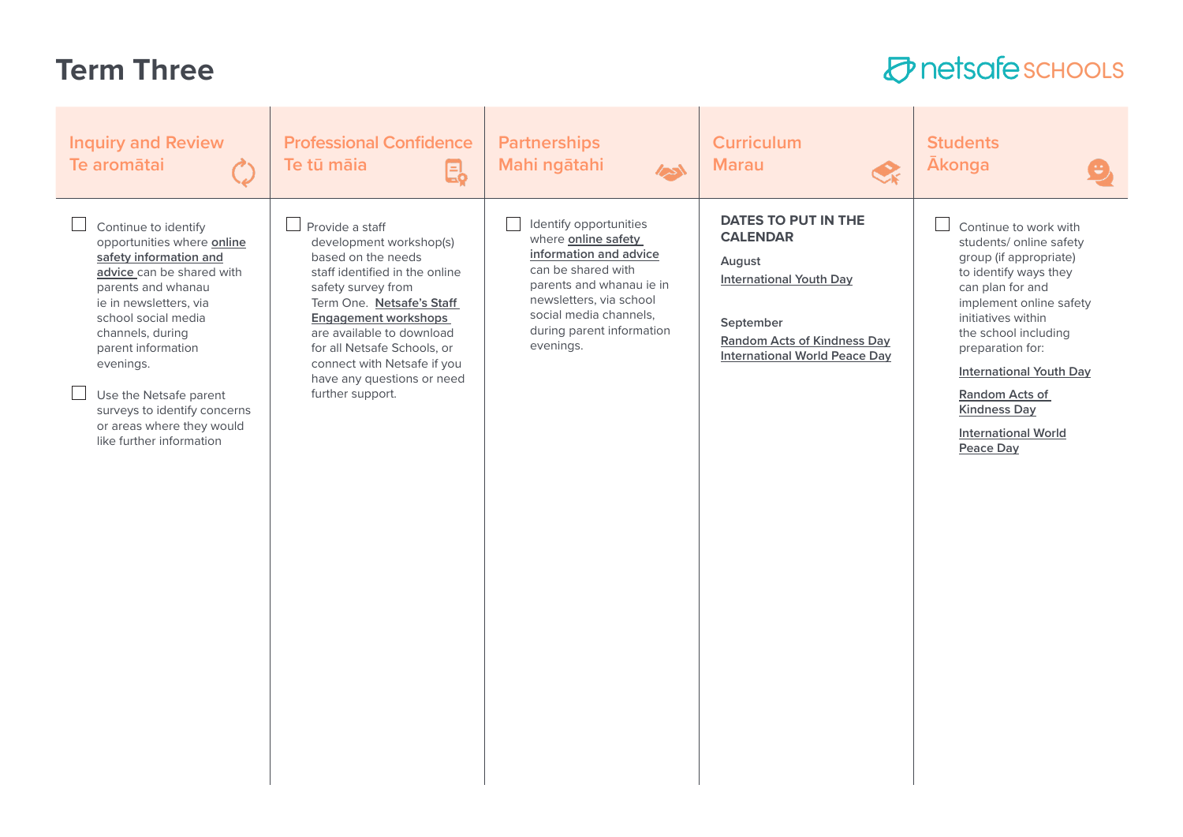# Term Three

## Inquiry and Review
### Te aromātai

- [ ] Continue to identify opportunities where online safety information and advice can be shared with parents and whanau ie in newsletters, via school social media channels, during parent information evenings.
- [ ] Use the Netsafe parent surveys to identify concerns or areas where they would like further information

## Professional Confidence
### Te tū māia

- [ ] Provide a staff development workshop(s) based on the needs staff identified in the online safety survey from Term One. Netsafe's Staff Engagement workshops are available to download for all Netsafe Schools, or connect with Netsafe if you have any questions or need further support.

## Partnerships
### Mahi ngātahi

- [ ] Identify opportunities where online safety information and advice can be shared with parents and whanau ie in newsletters, via school social media channels, during parent information evenings.

## Curriculum
### Marau

**DATES TO PUT IN THE CALENDAR**

August

International Youth Day

September

Random Acts of Kindness Day
International World Peace Day

## Students
### Ākonga

- [ ] Continue to work with students/ online safety group (if appropriate) to identify ways they can plan for and implement online safety initiatives within the school including preparation for:

  International Youth Day

  Random Acts of Kindness Day

  International World Peace Day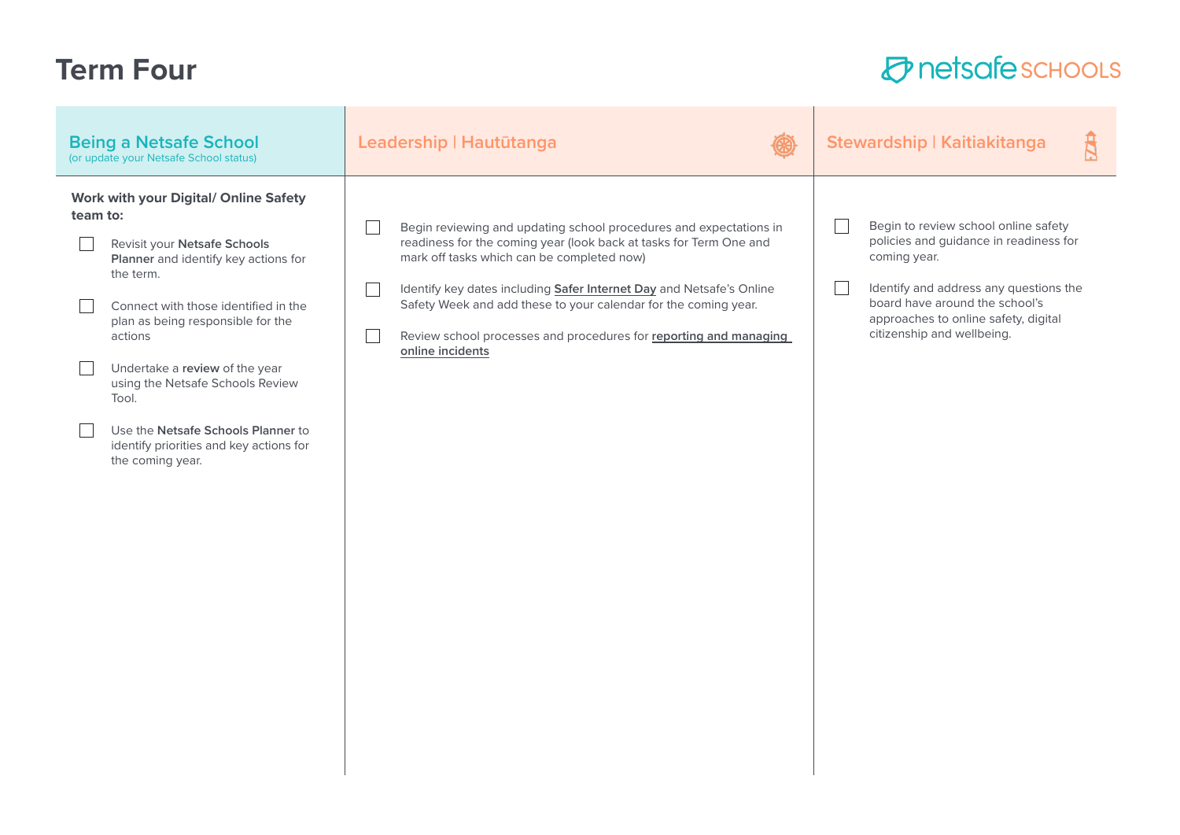# Term Four

netsafe SCHOOLS

## Being a Netsafe School

(or update your Netsafe School status)

**Work with your Digital/ Online Safety team to:**

- [ ] Revisit your **Netsafe Schools Planner** and identify key actions for the term.
- [ ] Connect with those identified in the plan as being responsible for the actions
- [ ] Undertake a **review** of the year using the Netsafe Schools Review Tool.
- [ ] Use the **Netsafe Schools Planner** to identify priorities and key actions for the coming year.

## Leadership | Hautūtanga

- [ ] Begin reviewing and updating school procedures and expectations in readiness for the coming year (look back at tasks for Term One and mark off tasks which can be completed now)
- [ ] Identify key dates including **Safer Internet Day** and Netsafe's Online Safety Week and add these to your calendar for the coming year.
- [ ] Review school processes and procedures for **reporting and managing online incidents**

## Stewardship | Kaitiakitanga

- [ ] Begin to review school online safety policies and guidance in readiness for coming year.
- [ ] Identify and address any questions the board have around the school's approaches to online safety, digital citizenship and wellbeing.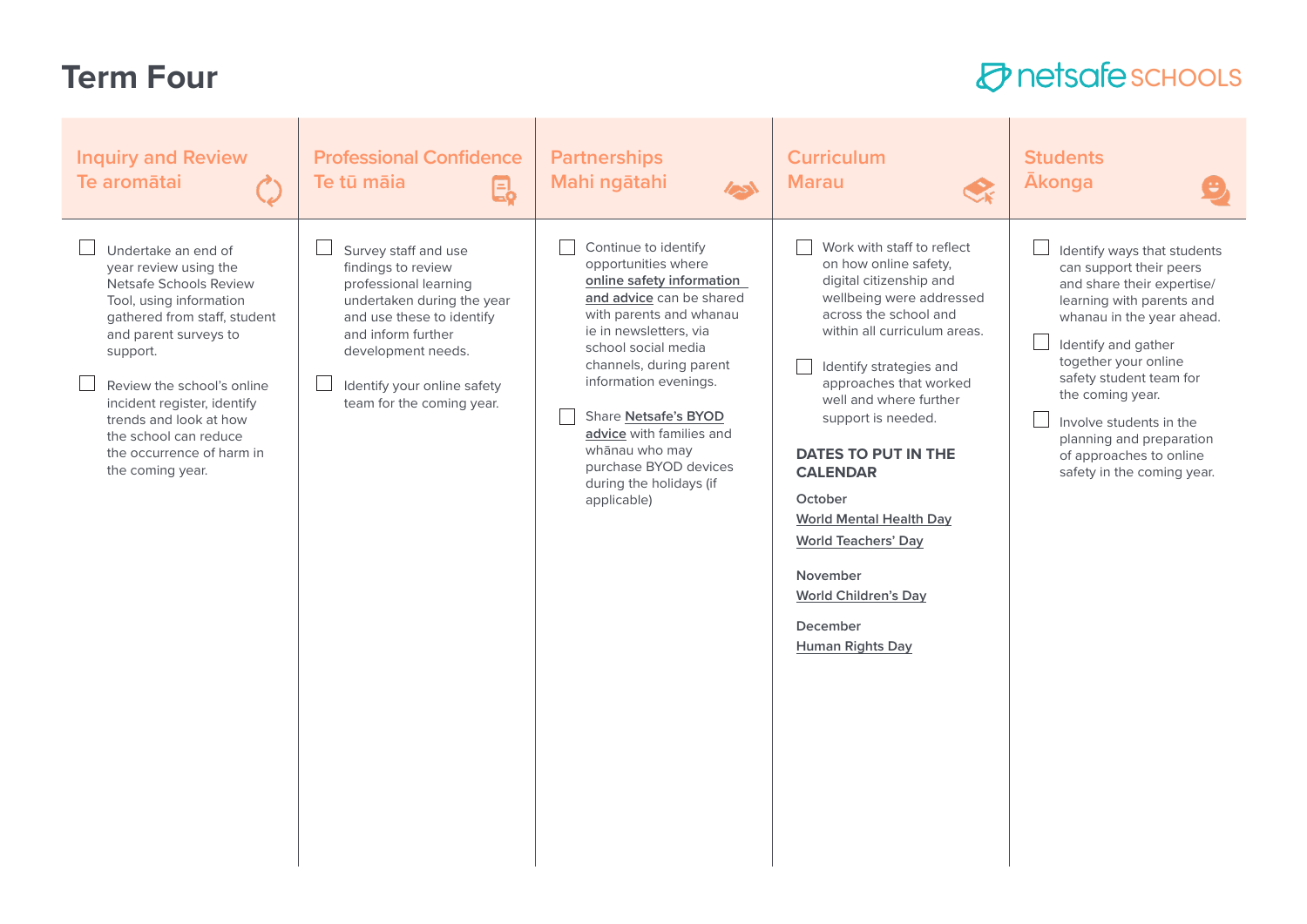# Term Four

netsafe SCHOOLS

## Inquiry and Review
### Te aromātai

- [ ] Undertake an end of year review using the Netsafe Schools Review Tool, using information gathered from staff, student and parent surveys to support.
- [ ] Review the school's online incident register, identify trends and look at how the school can reduce the occurrence of harm in the coming year.

## Professional Confidence
### Te tū māia

- [ ] Survey staff and use findings to review professional learning undertaken during the year and use these to identify and inform further development needs.
- [ ] Identify your online safety team for the coming year.

## Partnerships
### Mahi ngātahi

- [ ] Continue to identify opportunities where online safety information and advice can be shared with parents and whanau ie in newsletters, via school social media channels, during parent information evenings.
- [ ] Share Netsafe's BYOD advice with families and whānau who may purchase BYOD devices during the holidays (if applicable)

## Curriculum
### Marau

- [ ] Work with staff to reflect on how online safety, digital citizenship and wellbeing were addressed across the school and within all curriculum areas.
- [ ] Identify strategies and approaches that worked well and where further support is needed.

**DATES TO PUT IN THE CALENDAR**

October

World Mental Health Day

World Teachers' Day

November

World Children's Day

December

Human Rights Day

## Students
### Ākonga

- [ ] Identify ways that students can support their peers and share their expertise/ learning with parents and whanau in the year ahead.
- [ ] Identify and gather together your online safety student team for the coming year.
- [ ] Involve students in the planning and preparation of approaches to online safety in the coming year.